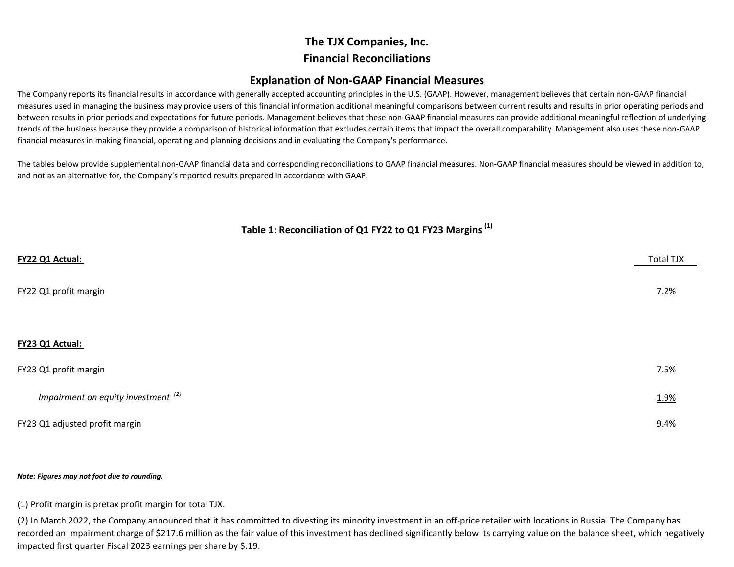# The TJX Companies, Inc.

## Financial Reconciliations

## Explanation of Non-GAAP Financial Measures

The Company reports its financial results in accordance with generally accepted accounting principles in the U.S. (GAAP). However, management believes that certain non-GAAP financial measures used in managing the business may provide users of this financial information additional meaningful comparisons between current results and results in prior operating periods and between results in prior periods and expectations for future periods. Management believes that these non-GAAP financial measures can provide additional meaningful reflection of underlying trends of the business because they provide a comparison of historical information that excludes certain items that impact the overall comparability. Management also uses these non-GAAP financial measures in making financial, operating and planning decisions and in evaluating the Company's performance.

The tables below provide supplemental non-GAAP financial data and corresponding reconciliations to GAAP financial measures. Non-GAAP financial measures should be viewed in addition to, and not as an alternative for, the Company's reported results prepared in accordance with GAAP.

### Table 1: Reconciliation of Q1 FY22 to Q1 FY23 Margins [(1)]

| | Total TJX |
|---|---|
| **FY22 Q1 Actual:** | |
| FY22 Q1 profit margin | 7.2% |
| **FY23 Q1 Actual:** | |
| FY23 Q1 profit margin | 7.5% |
| *Impairment on equity investment* [(2)] | 1.9% |
| FY23 Q1 adjusted profit margin | 9.4% |

***Note: Figures may not foot due to rounding.***

(1) Profit margin is pretax profit margin for total TJX.

(2) In March 2022, the Company announced that it has committed to divesting its minority investment in an off-price retailer with locations in Russia. The Company has recorded an impairment charge of $217.6 million as the fair value of this investment has declined significantly below its carrying value on the balance sheet, which negatively impacted first quarter Fiscal 2023 earnings per share by $.19.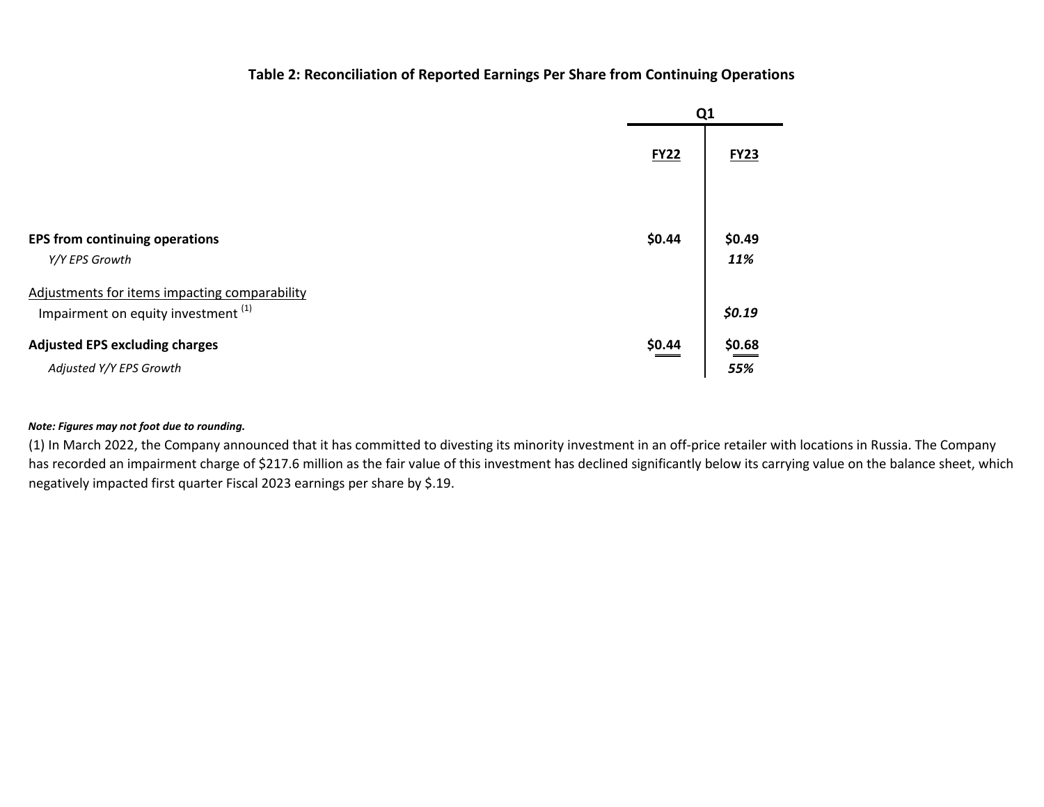### Table 2: Reconciliation of Reported Earnings Per Share from Continuing Operations

| | Q1 | |
|---|---|---|
| | FY22 | FY23 |
| **EPS from continuing operations** | **$0.44** | **$0.49** |
| *Y/Y EPS Growth* | | ***11%*** |
| Adjustments for items impacting comparability | | |
| Impairment on equity investment [1] | | ***$0.19*** |
| **Adjusted EPS excluding charges** | **$0.44** | **$0.68** |
| *Adjusted Y/Y EPS Growth* | | ***55%*** |

***Note: Figures may not foot due to rounding.***

(1) In March 2022, the Company announced that it has committed to divesting its minority investment in an off-price retailer with locations in Russia. The Company has recorded an impairment charge of $217.6 million as the fair value of this investment has declined significantly below its carrying value on the balance sheet, which negatively impacted first quarter Fiscal 2023 earnings per share by $.19.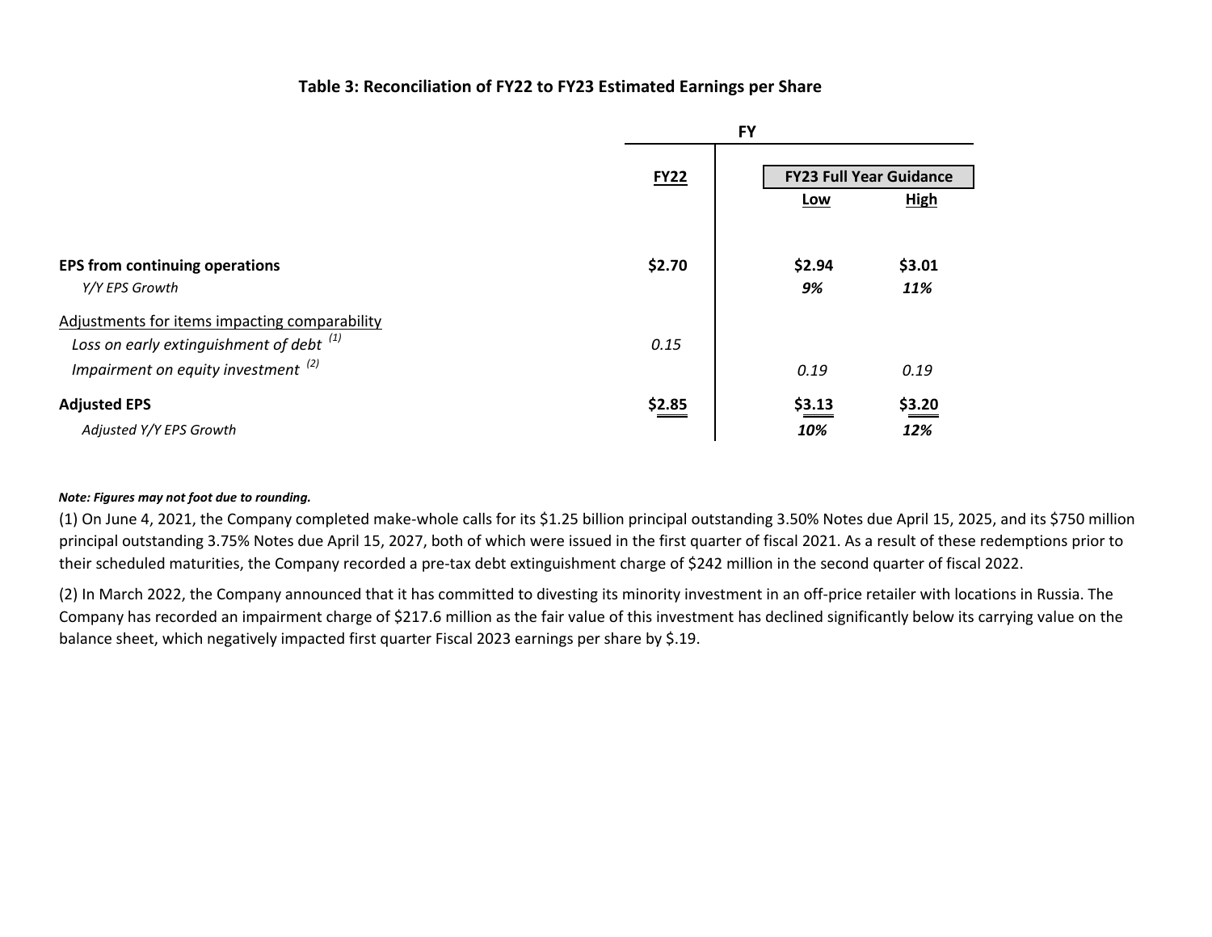### Table 3: Reconciliation of FY22 to FY23 Estimated Earnings per Share

| | FY | | |
|---|---|---|---|
| | **FY22** | **FY23 Full Year Guidance** | |
| | | **Low** | **High** |
| **EPS from continuing operations** | **$2.70** | **$2.94** | **$3.01** |
| *Y/Y EPS Growth* | | ***9%*** | ***11%*** |
| Adjustments for items impacting comparability | | | |
| *Loss on early extinguishment of debt* [(1)] | *0.15* | | |
| *Impairment on equity investment* [(2)] | | *0.19* | *0.19* |
| **Adjusted EPS** | **$2.85** | **$3.13** | **$3.20** |
| *Adjusted Y/Y EPS Growth* | | ***10%*** | ***12%*** |

***Note: Figures may not foot due to rounding.***

(1) On June 4, 2021, the Company completed make-whole calls for its $1.25 billion principal outstanding 3.50% Notes due April 15, 2025, and its $750 million principal outstanding 3.75% Notes due April 15, 2027, both of which were issued in the first quarter of fiscal 2021. As a result of these redemptions prior to their scheduled maturities, the Company recorded a pre-tax debt extinguishment charge of $242 million in the second quarter of fiscal 2022.

(2) In March 2022, the Company announced that it has committed to divesting its minority investment in an off-price retailer with locations in Russia. The Company has recorded an impairment charge of $217.6 million as the fair value of this investment has declined significantly below its carrying value on the balance sheet, which negatively impacted first quarter Fiscal 2023 earnings per share by $.19.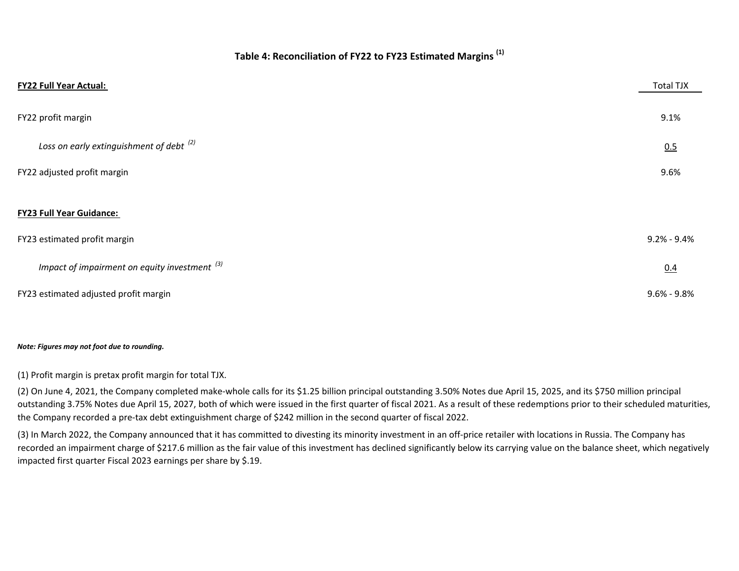## Table 4: Reconciliation of FY22 to FY23 Estimated Margins [1]

| | Total TJX |
|---|---|
| **FY22 Full Year Actual:** | |
| FY22 profit margin | 9.1% |
| *Loss on early extinguishment of debt* [2] | 0.5 |
| FY22 adjusted profit margin | 9.6% |
| | |
| **FY23 Full Year Guidance:** | |
| FY23 estimated profit margin | 9.2% - 9.4% |
| *Impact of impairment on equity investment* [3] | 0.4 |
| FY23 estimated adjusted profit margin | 9.6% - 9.8% |

***Note: Figures may not foot due to rounding.***

(1) Profit margin is pretax profit margin for total TJX.

(2) On June 4, 2021, the Company completed make-whole calls for its $1.25 billion principal outstanding 3.50% Notes due April 15, 2025, and its $750 million principal outstanding 3.75% Notes due April 15, 2027, both of which were issued in the first quarter of fiscal 2021. As a result of these redemptions prior to their scheduled maturities, the Company recorded a pre-tax debt extinguishment charge of $242 million in the second quarter of fiscal 2022.

(3) In March 2022, the Company announced that it has committed to divesting its minority investment in an off-price retailer with locations in Russia. The Company has recorded an impairment charge of $217.6 million as the fair value of this investment has declined significantly below its carrying value on the balance sheet, which negatively impacted first quarter Fiscal 2023 earnings per share by $.19.